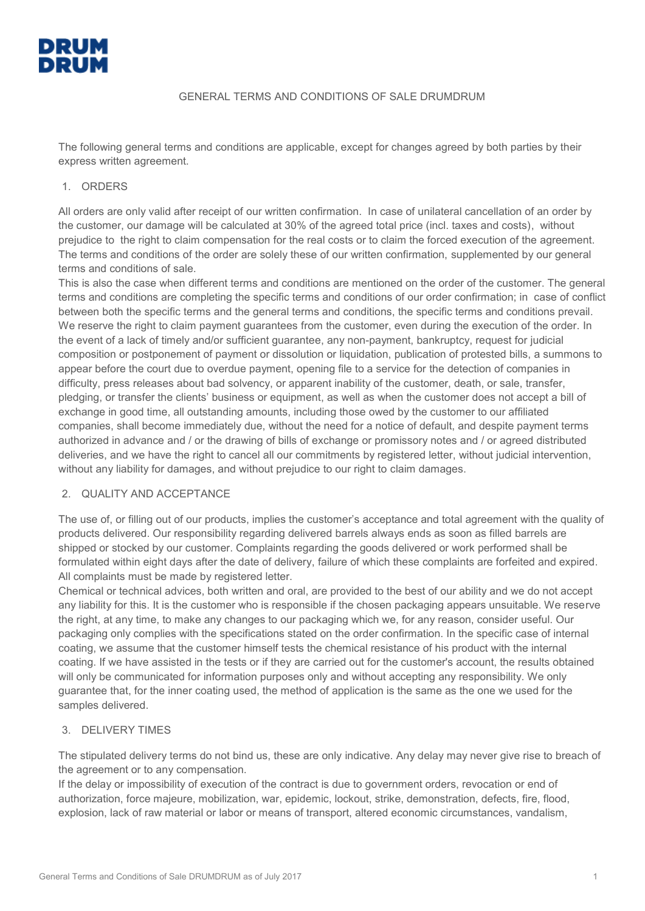DRUM DRUM

# GENERAL TERMS AND CONDITIONS OF SALE DRUMDRUM

The following general terms and conditions are applicable, except for changes agreed by both parties by their express written agreement.

## 1. ORDERS

All orders are only valid after receipt of our written confirmation. In case of unilateral cancellation of an order by the customer, our damage will be calculated at 30% of the agreed total price (incl. taxes and costs), without prejudice to the right to claim compensation for the real costs or to claim the forced execution of the agreement. The terms and conditions of the order are solely these of our written confirmation, supplemented by our general terms and conditions of sale.

This is also the case when different terms and conditions are mentioned on the order of the customer. The general terms and conditions are completing the specific terms and conditions of our order confirmation; in case of conflict between both the specific terms and the general terms and conditions, the specific terms and conditions prevail. We reserve the right to claim payment guarantees from the customer, even during the execution of the order. In the event of a lack of timely and/or sufficient guarantee, any non-payment, bankruptcy, request for judicial composition or postponement of payment or dissolution or liquidation, publication of protested bills, a summons to appear before the court due to overdue payment, opening file to a service for the detection of companies in difficulty, press releases about bad solvency, or apparent inability of the customer, death, or sale, transfer, pledging, or transfer the clients' business or equipment, as well as when the customer does not accept a bill of exchange in good time, all outstanding amounts, including those owed by the customer to our affiliated companies, shall become immediately due, without the need for a notice of default, and despite payment terms authorized in advance and / or the drawing of bills of exchange or promissory notes and / or agreed distributed deliveries, and we have the right to cancel all our commitments by registered letter, without judicial intervention, without any liability for damages, and without prejudice to our right to claim damages.

## 2. QUALITY AND ACCEPTANCE

The use of, or filling out of our products, implies the customer's acceptance and total agreement with the quality of products delivered. Our responsibility regarding delivered barrels always ends as soon as filled barrels are shipped or stocked by our customer. Complaints regarding the goods delivered or work performed shall be formulated within eight days after the date of delivery, failure of which these complaints are forfeited and expired. All complaints must be made by registered letter.

Chemical or technical advices, both written and oral, are provided to the best of our ability and we do not accept any liability for this. It is the customer who is responsible if the chosen packaging appears unsuitable. We reserve the right, at any time, to make any changes to our packaging which we, for any reason, consider useful. Our packaging only complies with the specifications stated on the order confirmation. In the specific case of internal coating, we assume that the customer himself tests the chemical resistance of his product with the internal coating. If we have assisted in the tests or if they are carried out for the customer's account, the results obtained will only be communicated for information purposes only and without accepting any responsibility. We only guarantee that, for the inner coating used, the method of application is the same as the one we used for the samples delivered.

## 3. DELIVERY TIMES

The stipulated delivery terms do not bind us, these are only indicative. Any delay may never give rise to breach of the agreement or to any compensation.

If the delay or impossibility of execution of the contract is due to government orders, revocation or end of authorization, force majeure, mobilization, war, epidemic, lockout, strike, demonstration, defects, fire, flood, explosion, lack of raw material or labor or means of transport, altered economic circumstances, vandalism,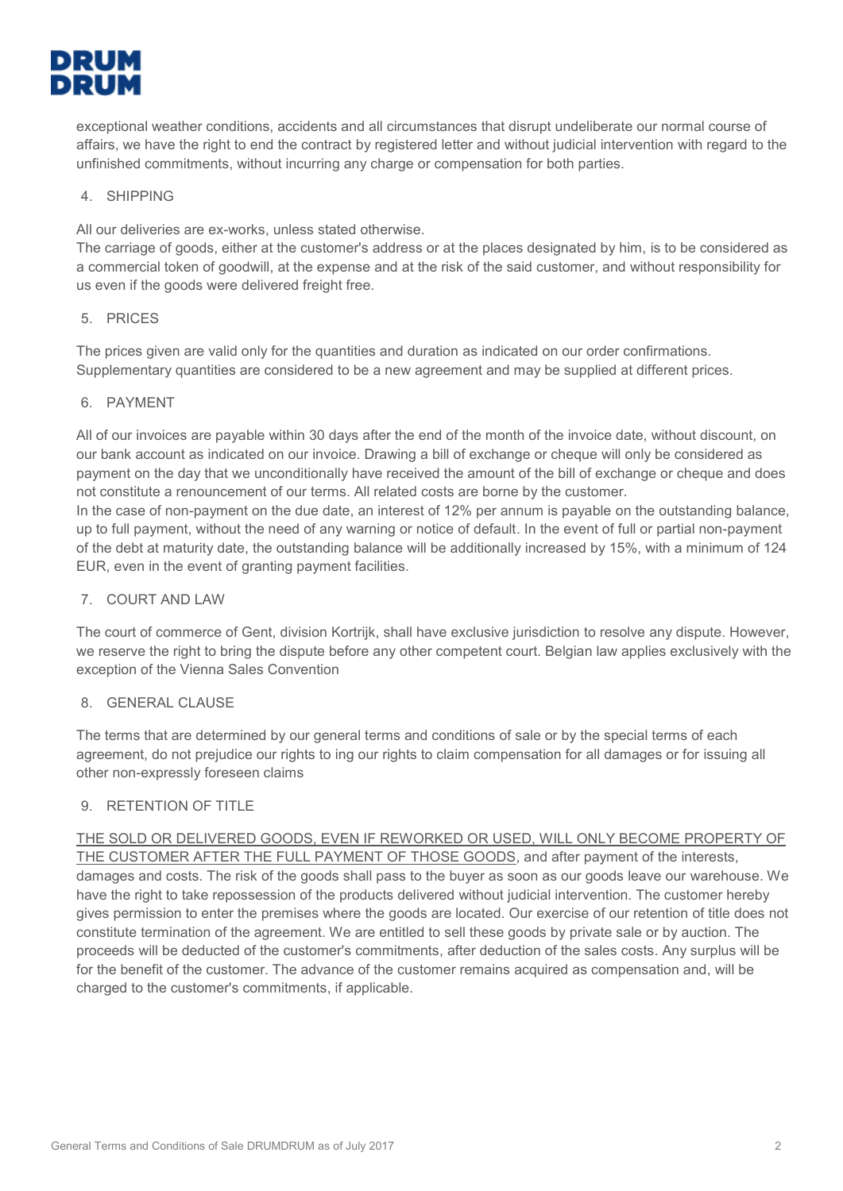exceptional weather conditions, accidents and all circumstances that disrupt undeliberate our normal course of affairs, we have the right to end the contract by registered letter and without judicial intervention with regard to the unfinished commitments, without incurring any charge or compensation for both parties.

## 4. SHIPPING

All our deliveries are ex-works, unless stated otherwise.
The carriage of goods, either at the customer's address or at the places designated by him, is to be considered as a commercial token of goodwill, at the expense and at the risk of the said customer, and without responsibility for us even if the goods were delivered freight free.

## 5. PRICES

The prices given are valid only for the quantities and duration as indicated on our order confirmations. Supplementary quantities are considered to be a new agreement and may be supplied at different prices.

## 6. PAYMENT

All of our invoices are payable within 30 days after the end of the month of the invoice date, without discount, on our bank account as indicated on our invoice. Drawing a bill of exchange or cheque will only be considered as payment on the day that we unconditionally have received the amount of the bill of exchange or cheque and does not constitute a renouncement of our terms. All related costs are borne by the customer.
In the case of non-payment on the due date, an interest of 12% per annum is payable on the outstanding balance, up to full payment, without the need of any warning or notice of default. In the event of full or partial non-payment of the debt at maturity date, the outstanding balance will be additionally increased by 15%, with a minimum of 124 EUR, even in the event of granting payment facilities.

## 7. COURT AND LAW

The court of commerce of Gent, division Kortrijk, shall have exclusive jurisdiction to resolve any dispute. However, we reserve the right to bring the dispute before any other competent court. Belgian law applies exclusively with the exception of the Vienna Sales Convention

## 8. GENERAL CLAUSE

The terms that are determined by our general terms and conditions of sale or by the special terms of each agreement, do not prejudice our rights to ing our rights to claim compensation for all damages or for issuing all other non-expressly foreseen claims

## 9. RETENTION OF TITLE

THE SOLD OR DELIVERED GOODS, EVEN IF REWORKED OR USED, WILL ONLY BECOME PROPERTY OF THE CUSTOMER AFTER THE FULL PAYMENT OF THOSE GOODS, and after payment of the interests, damages and costs. The risk of the goods shall pass to the buyer as soon as our goods leave our warehouse. We have the right to take repossession of the products delivered without judicial intervention. The customer hereby gives permission to enter the premises where the goods are located. Our exercise of our retention of title does not constitute termination of the agreement. We are entitled to sell these goods by private sale or by auction. The proceeds will be deducted of the customer's commitments, after deduction of the sales costs. Any surplus will be for the benefit of the customer. The advance of the customer remains acquired as compensation and, will be charged to the customer's commitments, if applicable.